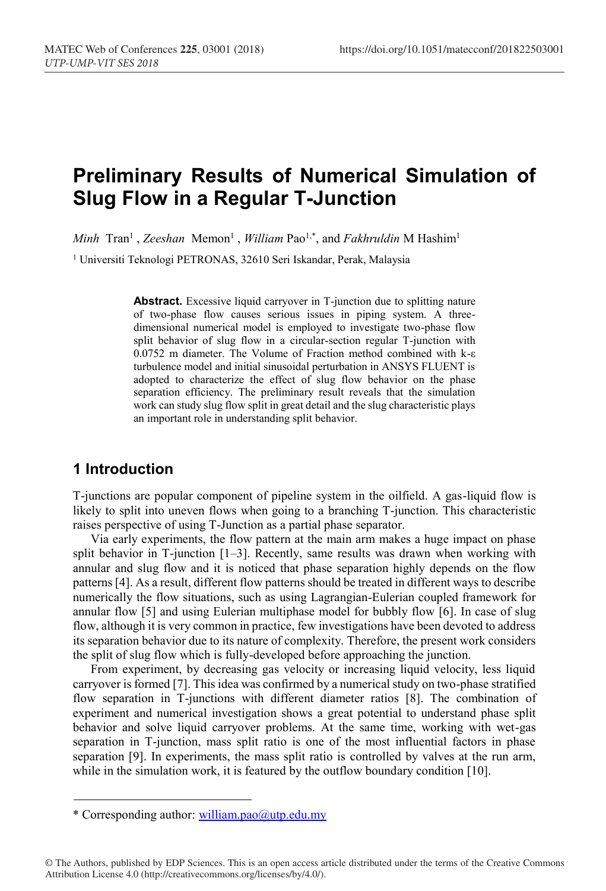# Preliminary Results of Numerical Simulation of Slug Flow in a Regular T-Junction

*Minh* Tran[1] , *Zeeshan* Memon[1] , *William* Pao[1,*], and *Fakhruldin* M Hashim[1]

[1] Universiti Teknologi PETRONAS, 32610 Seri Iskandar, Perak, Malaysia

**Abstract.** Excessive liquid carryover in T-junction due to splitting nature of two-phase flow causes serious issues in piping system. A three-dimensional numerical model is employed to investigate two-phase flow split behavior of slug flow in a circular-section regular T-junction with 0.0752 m diameter. The Volume of Fraction method combined with k-ε turbulence model and initial sinusoidal perturbation in ANSYS FLUENT is adopted to characterize the effect of slug flow behavior on the phase separation efficiency. The preliminary result reveals that the simulation work can study slug flow split in great detail and the slug characteristic plays an important role in understanding split behavior.

## 1 Introduction

T-junctions are popular component of pipeline system in the oilfield. A gas-liquid flow is likely to split into uneven flows when going to a branching T-junction. This characteristic raises perspective of using T-Junction as a partial phase separator.

Via early experiments, the flow pattern at the main arm makes a huge impact on phase split behavior in T-junction [1–3]. Recently, same results was drawn when working with annular and slug flow and it is noticed that phase separation highly depends on the flow patterns [4]. As a result, different flow patterns should be treated in different ways to describe numerically the flow situations, such as using Lagrangian-Eulerian coupled framework for annular flow [5] and using Eulerian multiphase model for bubbly flow [6]. In case of slug flow, although it is very common in practice, few investigations have been devoted to address its separation behavior due to its nature of complexity. Therefore, the present work considers the split of slug flow which is fully-developed before approaching the junction.

From experiment, by decreasing gas velocity or increasing liquid velocity, less liquid carryover is formed [7]. This idea was confirmed by a numerical study on two-phase stratified flow separation in T-junctions with different diameter ratios [8]. The combination of experiment and numerical investigation shows a great potential to understand phase split behavior and solve liquid carryover problems. At the same time, working with wet-gas separation in T-junction, mass split ratio is one of the most influential factors in phase separation [9]. In experiments, the mass split ratio is controlled by valves at the run arm, while in the simulation work, it is featured by the outflow boundary condition [10].

---

* Corresponding author: william.pao@utp.edu.my

© The Authors, published by EDP Sciences. This is an open access article distributed under the terms of the Creative Commons Attribution License 4.0 (http://creativecommons.org/licenses/by/4.0/).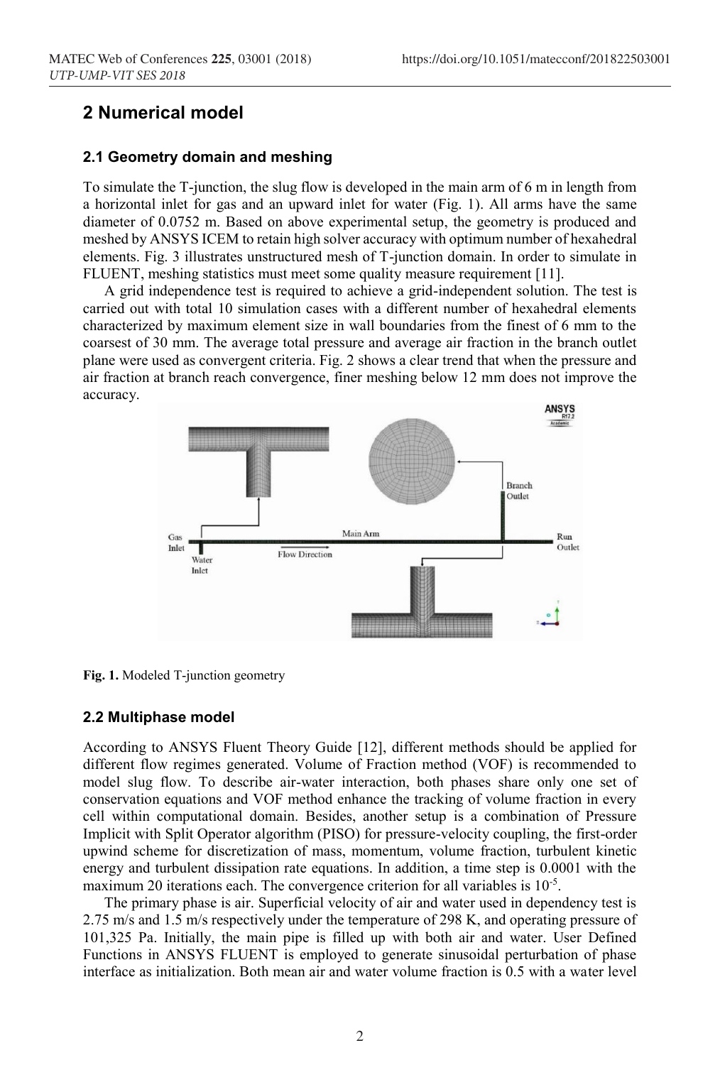# 2 Numerical model

## 2.1 Geometry domain and meshing

To simulate the T-junction, the slug flow is developed in the main arm of 6 m in length from a horizontal inlet for gas and an upward inlet for water (Fig. 1). All arms have the same diameter of 0.0752 m. Based on above experimental setup, the geometry is produced and meshed by ANSYS ICEM to retain high solver accuracy with optimum number of hexahedral elements. Fig. 3 illustrates unstructured mesh of T-junction domain. In order to simulate in FLUENT, meshing statistics must meet some quality measure requirement [11].

A grid independence test is required to achieve a grid-independent solution. The test is carried out with total 10 simulation cases with a different number of hexahedral elements characterized by maximum element size in wall boundaries from the finest of 6 mm to the coarsest of 30 mm. The average total pressure and average air fraction in the branch outlet plane were used as convergent criteria. Fig. 2 shows a clear trend that when the pressure and air fraction at branch reach convergence, finer meshing below 12 mm does not improve the accuracy.

**Fig. 1.** Modeled T-junction geometry

## 2.2 Multiphase model

According to ANSYS Fluent Theory Guide [12], different methods should be applied for different flow regimes generated. Volume of Fraction method (VOF) is recommended to model slug flow. To describe air-water interaction, both phases share only one set of conservation equations and VOF method enhance the tracking of volume fraction in every cell within computational domain. Besides, another setup is a combination of Pressure Implicit with Split Operator algorithm (PISO) for pressure-velocity coupling, the first-order upwind scheme for discretization of mass, momentum, volume fraction, turbulent kinetic energy and turbulent dissipation rate equations. In addition, a time step is 0.0001 with the maximum 20 iterations each. The convergence criterion for all variables is $10^{-5}$.

The primary phase is air. Superficial velocity of air and water used in dependency test is 2.75 m/s and 1.5 m/s respectively under the temperature of 298 K, and operating pressure of 101,325 Pa. Initially, the main pipe is filled up with both air and water. User Defined Functions in ANSYS FLUENT is employed to generate sinusoidal perturbation of phase interface as initialization. Both mean air and water volume fraction is 0.5 with a water level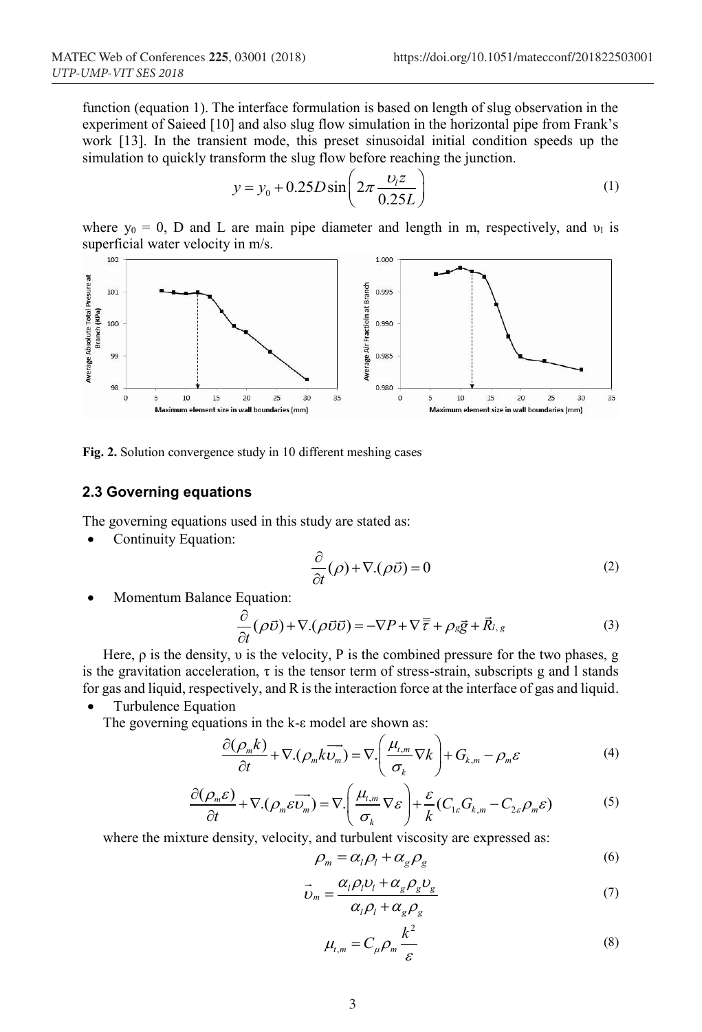function (equation 1). The interface formulation is based on length of slug observation in the experiment of Saieed [10] and also slug flow simulation in the horizontal pipe from Frank's work [13]. In the transient mode, this preset sinusoidal initial condition speeds up the simulation to quickly transform the slug flow before reaching the junction.

$$y = y_0 + 0.25D\sin\left(2\pi\frac{\upsilon_l z}{0.25L}\right) \tag{1}$$

where $y_0 = 0$, D and L are main pipe diameter and length in m, respectively, and $\upsilon_l$ is superficial water velocity in m/s.

**Fig. 2.** Solution convergence study in 10 different meshing cases

### 2.3 Governing equations

The governing equations used in this study are stated as:

- Continuity Equation:

$$\frac{\partial}{\partial t}(\rho) + \nabla.(\rho\vec{\upsilon}) = 0 \tag{2}$$

- Momentum Balance Equation:

$$\frac{\partial}{\partial t}(\rho\vec{\upsilon}) + \nabla.(\rho\vec{\upsilon}\vec{\upsilon}) = -\nabla P + \nabla\bar{\bar{\tau}} + \rho_g\vec{g} + \vec{R}_{l,g} \tag{3}$$

Here, ρ is the density, υ is the velocity, P is the combined pressure for the two phases, g is the gravitation acceleration, τ is the tensor term of stress-strain, subscripts g and l stands for gas and liquid, respectively, and R is the interaction force at the interface of gas and liquid.

- Turbulence Equation

The governing equations in the k-ε model are shown as:

$$\frac{\partial(\rho_m k)}{\partial t} + \nabla.(\rho_m k\overrightarrow{\upsilon_m}) = \nabla.\left(\frac{\mu_{t,m}}{\sigma_k}\nabla k\right) + G_{k,m} - \rho_m\varepsilon \tag{4}$$

$$\frac{\partial(\rho_m \varepsilon)}{\partial t} + \nabla.(\rho_m \varepsilon\overrightarrow{\upsilon_m}) = \nabla.\left(\frac{\mu_{t,m}}{\sigma_k}\nabla \varepsilon\right) + \frac{\varepsilon}{k}(C_{1\varepsilon}G_{k,m} - C_{2\varepsilon}\rho_m\varepsilon) \tag{5}$$

where the mixture density, velocity, and turbulent viscosity are expressed as:

$$\rho_m = \alpha_l\rho_l + \alpha_g\rho_g \tag{6}$$

$$\vec{\upsilon}_m = \frac{\alpha_l\rho_l\upsilon_l + \alpha_g\rho_g\upsilon_g}{\alpha_l\rho_l + \alpha_g\rho_g} \tag{7}$$

$$\mu_{t,m} = C_\mu\rho_m\frac{k^2}{\varepsilon} \tag{8}$$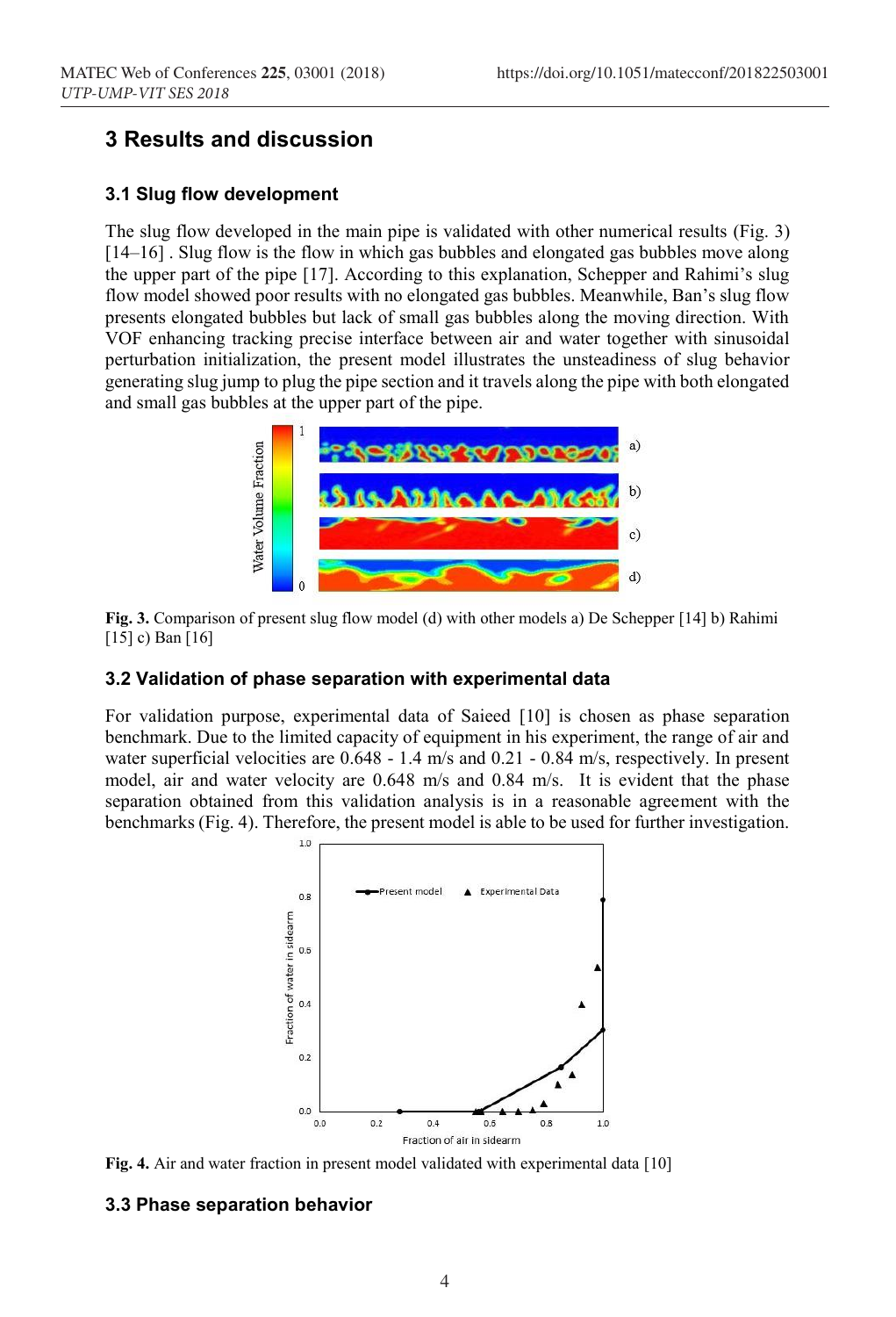# 3 Results and discussion

## 3.1 Slug flow development

The slug flow developed in the main pipe is validated with other numerical results (Fig. 3) [14–16] . Slug flow is the flow in which gas bubbles and elongated gas bubbles move along the upper part of the pipe [17]. According to this explanation, Schepper and Rahimi's slug flow model showed poor results with no elongated gas bubbles. Meanwhile, Ban's slug flow presents elongated bubbles but lack of small gas bubbles along the moving direction. With VOF enhancing tracking precise interface between air and water together with sinusoidal perturbation initialization, the present model illustrates the unsteadiness of slug behavior generating slug jump to plug the pipe section and it travels along the pipe with both elongated and small gas bubbles at the upper part of the pipe.

**Fig. 3.** Comparison of present slug flow model (d) with other models a) De Schepper [14] b) Rahimi [15] c) Ban [16]

## 3.2 Validation of phase separation with experimental data

For validation purpose, experimental data of Saieed [10] is chosen as phase separation benchmark. Due to the limited capacity of equipment in his experiment, the range of air and water superficial velocities are 0.648 - 1.4 m/s and 0.21 - 0.84 m/s, respectively. In present model, air and water velocity are 0.648 m/s and 0.84 m/s. It is evident that the phase separation obtained from this validation analysis is in a reasonable agreement with the benchmarks (Fig. 4). Therefore, the present model is able to be used for further investigation.

**Fig. 4.** Air and water fraction in present model validated with experimental data [10]

## 3.3 Phase separation behavior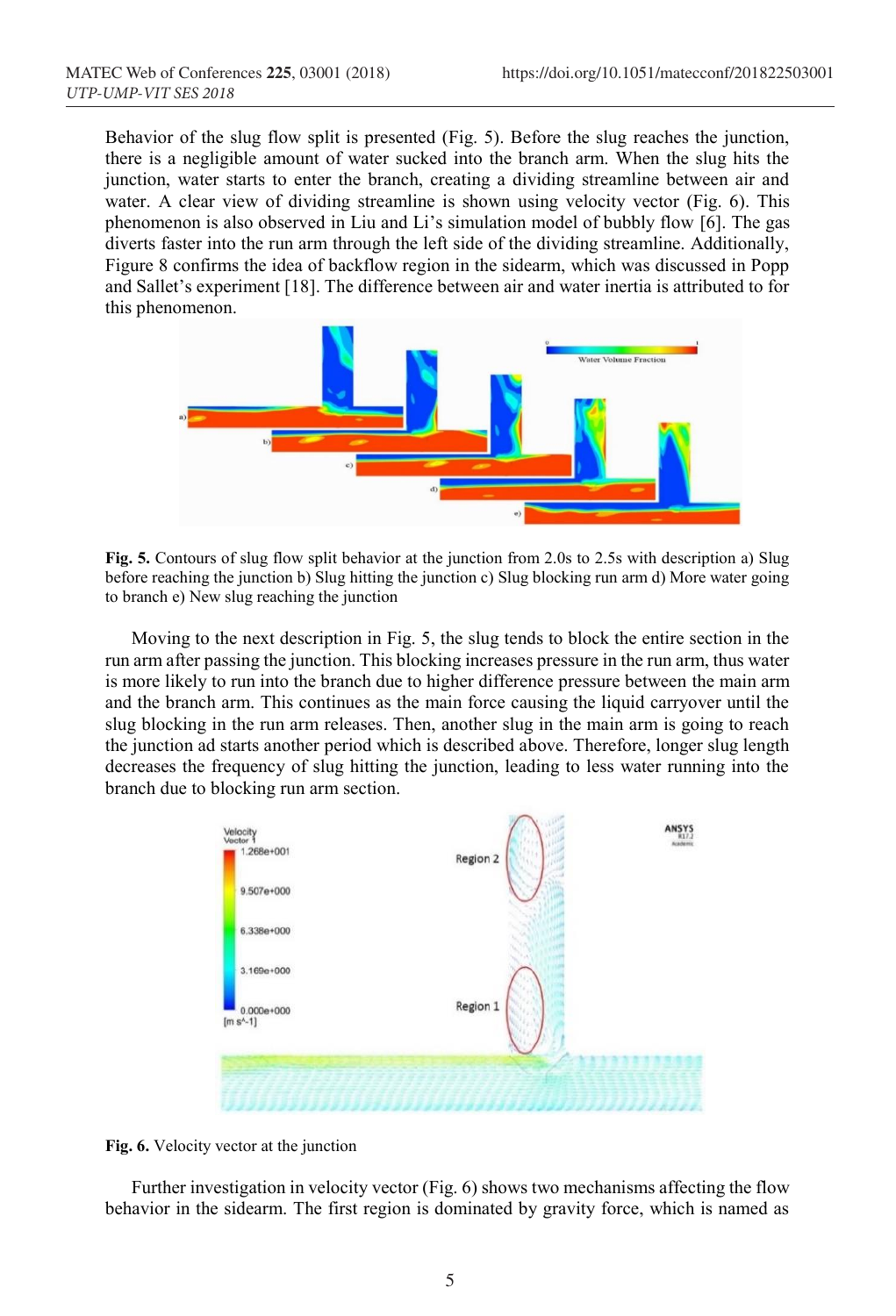Behavior of the slug flow split is presented (Fig. 5). Before the slug reaches the junction, there is a negligible amount of water sucked into the branch arm. When the slug hits the junction, water starts to enter the branch, creating a dividing streamline between air and water. A clear view of dividing streamline is shown using velocity vector (Fig. 6). This phenomenon is also observed in Liu and Li's simulation model of bubbly flow [6]. The gas diverts faster into the run arm through the left side of the dividing streamline. Additionally, Figure 8 confirms the idea of backflow region in the sidearm, which was discussed in Popp and Sallet's experiment [18]. The difference between air and water inertia is attributed to for this phenomenon.

**Fig. 5.** Contours of slug flow split behavior at the junction from 2.0s to 2.5s with description a) Slug before reaching the junction b) Slug hitting the junction c) Slug blocking run arm d) More water going to branch e) New slug reaching the junction

Moving to the next description in Fig. 5, the slug tends to block the entire section in the run arm after passing the junction. This blocking increases pressure in the run arm, thus water is more likely to run into the branch due to higher difference pressure between the main arm and the branch arm. This continues as the main force causing the liquid carryover until the slug blocking in the run arm releases. Then, another slug in the main arm is going to reach the junction ad starts another period which is described above. Therefore, longer slug length decreases the frequency of slug hitting the junction, leading to less water running into the branch due to blocking run arm section.

**Fig. 6.** Velocity vector at the junction

Further investigation in velocity vector (Fig. 6) shows two mechanisms affecting the flow behavior in the sidearm. The first region is dominated by gravity force, which is named as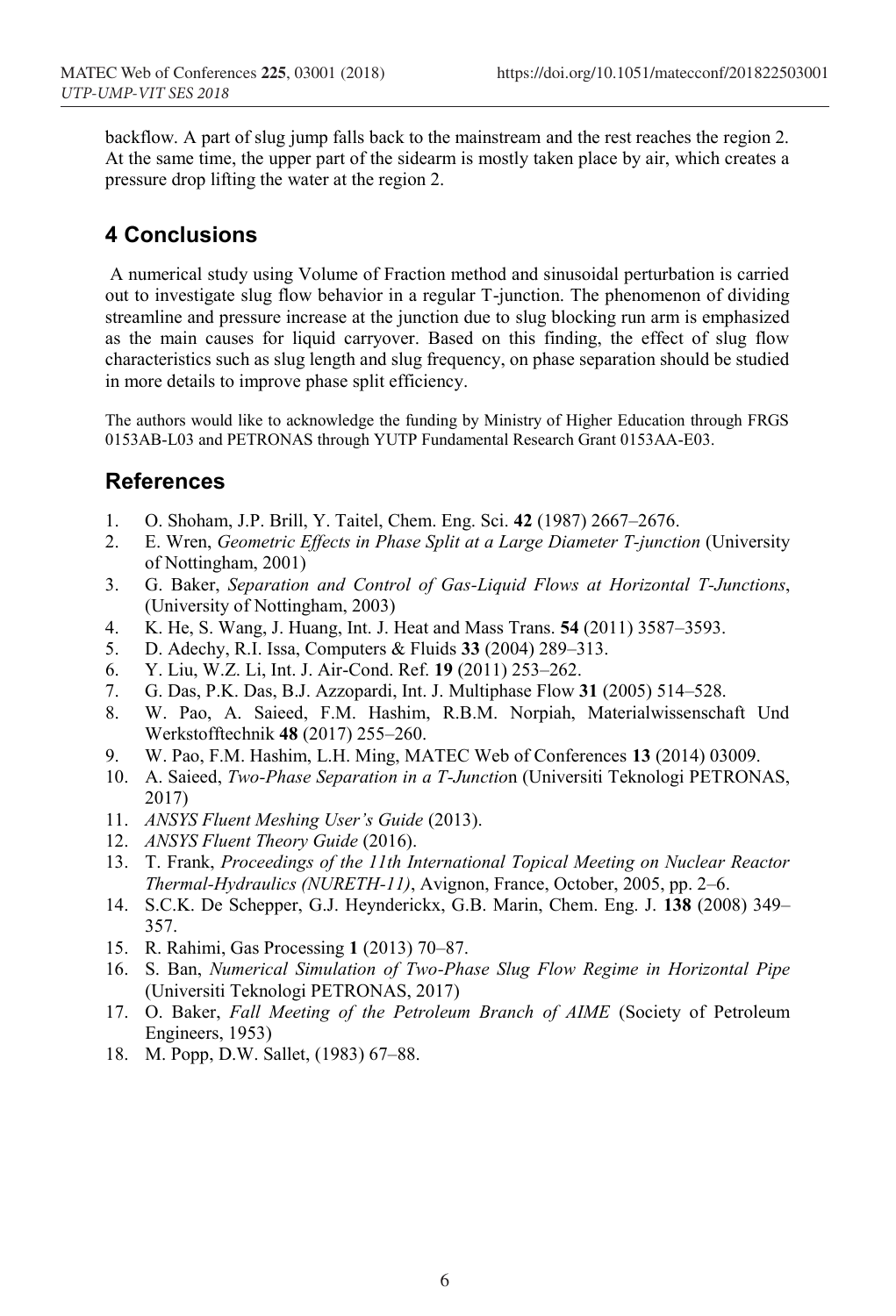backflow. A part of slug jump falls back to the mainstream and the rest reaches the region 2. At the same time, the upper part of the sidearm is mostly taken place by air, which creates a pressure drop lifting the water at the region 2.

## 4 Conclusions

A numerical study using Volume of Fraction method and sinusoidal perturbation is carried out to investigate slug flow behavior in a regular T-junction. The phenomenon of dividing streamline and pressure increase at the junction due to slug blocking run arm is emphasized as the main causes for liquid carryover. Based on this finding, the effect of slug flow characteristics such as slug length and slug frequency, on phase separation should be studied in more details to improve phase split efficiency.

The authors would like to acknowledge the funding by Ministry of Higher Education through FRGS 0153AB-L03 and PETRONAS through YUTP Fundamental Research Grant 0153AA-E03.

## References

1. O. Shoham, J.P. Brill, Y. Taitel, Chem. Eng. Sci. **42** (1987) 2667–2676.
2. E. Wren, *Geometric Effects in Phase Split at a Large Diameter T-junction* (University of Nottingham, 2001)
3. G. Baker, *Separation and Control of Gas-Liquid Flows at Horizontal T-Junctions*, (University of Nottingham, 2003)
4. K. He, S. Wang, J. Huang, Int. J. Heat and Mass Trans. **54** (2011) 3587–3593.
5. D. Adechy, R.I. Issa, Computers & Fluids **33** (2004) 289–313.
6. Y. Liu, W.Z. Li, Int. J. Air-Cond. Ref. **19** (2011) 253–262.
7. G. Das, P.K. Das, B.J. Azzopardi, Int. J. Multiphase Flow **31** (2005) 514–528.
8. W. Pao, A. Saieed, F.M. Hashim, R.B.M. Norpiah, Materialwissenschaft Und Werkstofftechnik **48** (2017) 255–260.
9. W. Pao, F.M. Hashim, L.H. Ming, MATEC Web of Conferences **13** (2014) 03009.
10. A. Saieed, *Two-Phase Separation in a T-Junctio*n (Universiti Teknologi PETRONAS, 2017)
11. *ANSYS Fluent Meshing User's Guide* (2013).
12. *ANSYS Fluent Theory Guide* (2016).
13. T. Frank, *Proceedings of the 11th International Topical Meeting on Nuclear Reactor Thermal-Hydraulics (NURETH-11)*, Avignon, France, October, 2005, pp. 2–6.
14. S.C.K. De Schepper, G.J. Heynderickx, G.B. Marin, Chem. Eng. J. **138** (2008) 349–357.
15. R. Rahimi, Gas Processing **1** (2013) 70–87.
16. S. Ban, *Numerical Simulation of Two-Phase Slug Flow Regime in Horizontal Pipe* (Universiti Teknologi PETRONAS, 2017)
17. O. Baker, *Fall Meeting of the Petroleum Branch of AIME* (Society of Petroleum Engineers, 1953)
18. M. Popp, D.W. Sallet, (1983) 67–88.